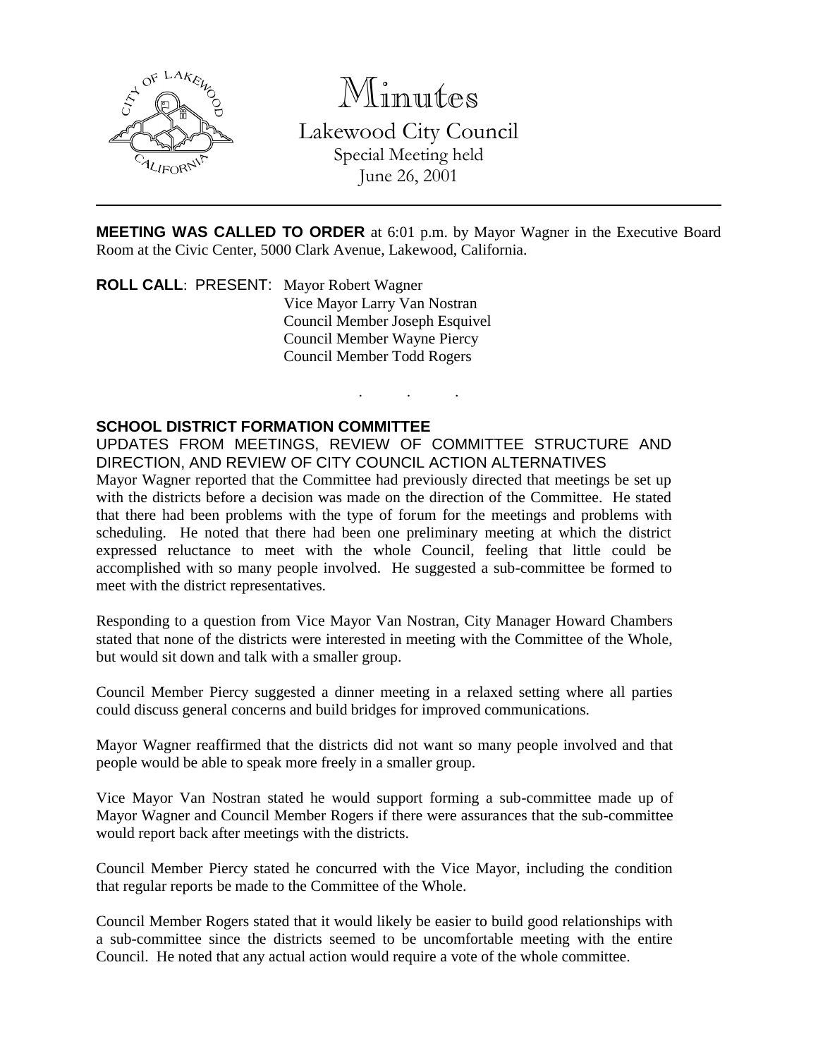# Minutes

## Lakewood City Council

Special Meeting held
June 26, 2001

---

**MEETING WAS CALLED TO ORDER** at 6:01 p.m. by Mayor Wagner in the Executive Board Room at the Civic Center, 5000 Clark Avenue, Lakewood, California.

**ROLL CALL**: PRESENT: Mayor Robert Wagner
Vice Mayor Larry Van Nostran
Council Member Joseph Esquivel
Council Member Wayne Piercy
Council Member Todd Rogers

. . .

**SCHOOL DISTRICT FORMATION COMMITTEE**

UPDATES FROM MEETINGS, REVIEW OF COMMITTEE STRUCTURE AND DIRECTION, AND REVIEW OF CITY COUNCIL ACTION ALTERNATIVES

Mayor Wagner reported that the Committee had previously directed that meetings be set up with the districts before a decision was made on the direction of the Committee. He stated that there had been problems with the type of forum for the meetings and problems with scheduling. He noted that there had been one preliminary meeting at which the district expressed reluctance to meet with the whole Council, feeling that little could be accomplished with so many people involved. He suggested a sub-committee be formed to meet with the district representatives.

Responding to a question from Vice Mayor Van Nostran, City Manager Howard Chambers stated that none of the districts were interested in meeting with the Committee of the Whole, but would sit down and talk with a smaller group.

Council Member Piercy suggested a dinner meeting in a relaxed setting where all parties could discuss general concerns and build bridges for improved communications.

Mayor Wagner reaffirmed that the districts did not want so many people involved and that people would be able to speak more freely in a smaller group.

Vice Mayor Van Nostran stated he would support forming a sub-committee made up of Mayor Wagner and Council Member Rogers if there were assurances that the sub-committee would report back after meetings with the districts.

Council Member Piercy stated he concurred with the Vice Mayor, including the condition that regular reports be made to the Committee of the Whole.

Council Member Rogers stated that it would likely be easier to build good relationships with a sub-committee since the districts seemed to be uncomfortable meeting with the entire Council. He noted that any actual action would require a vote of the whole committee.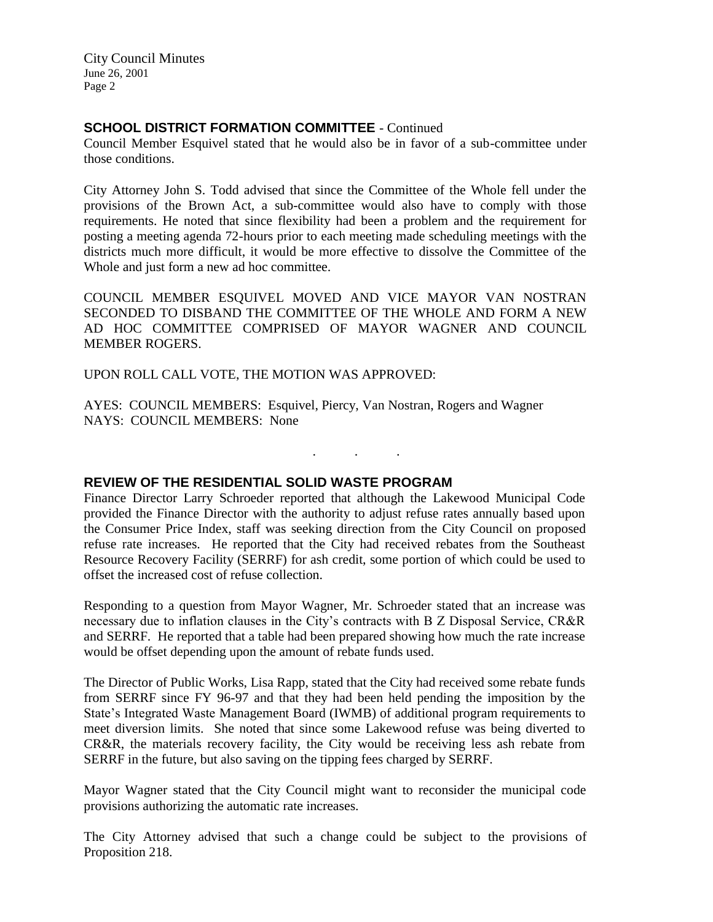## SCHOOL DISTRICT FORMATION COMMITTEE - Continued

Council Member Esquivel stated that he would also be in favor of a sub-committee under those conditions.

City Attorney John S. Todd advised that since the Committee of the Whole fell under the provisions of the Brown Act, a sub-committee would also have to comply with those requirements. He noted that since flexibility had been a problem and the requirement for posting a meeting agenda 72-hours prior to each meeting made scheduling meetings with the districts much more difficult, it would be more effective to dissolve the Committee of the Whole and just form a new ad hoc committee.

COUNCIL MEMBER ESQUIVEL MOVED AND VICE MAYOR VAN NOSTRAN SECONDED TO DISBAND THE COMMITTEE OF THE WHOLE AND FORM A NEW AD HOC COMMITTEE COMPRISED OF MAYOR WAGNER AND COUNCIL MEMBER ROGERS.

UPON ROLL CALL VOTE, THE MOTION WAS APPROVED:

AYES: COUNCIL MEMBERS: Esquivel, Piercy, Van Nostran, Rogers and Wagner
NAYS: COUNCIL MEMBERS: None

. . .

## REVIEW OF THE RESIDENTIAL SOLID WASTE PROGRAM

Finance Director Larry Schroeder reported that although the Lakewood Municipal Code provided the Finance Director with the authority to adjust refuse rates annually based upon the Consumer Price Index, staff was seeking direction from the City Council on proposed refuse rate increases. He reported that the City had received rebates from the Southeast Resource Recovery Facility (SERRF) for ash credit, some portion of which could be used to offset the increased cost of refuse collection.

Responding to a question from Mayor Wagner, Mr. Schroeder stated that an increase was necessary due to inflation clauses in the City's contracts with B Z Disposal Service, CR&R and SERRF. He reported that a table had been prepared showing how much the rate increase would be offset depending upon the amount of rebate funds used.

The Director of Public Works, Lisa Rapp, stated that the City had received some rebate funds from SERRF since FY 96-97 and that they had been held pending the imposition by the State's Integrated Waste Management Board (IWMB) of additional program requirements to meet diversion limits. She noted that since some Lakewood refuse was being diverted to CR&R, the materials recovery facility, the City would be receiving less ash rebate from SERRF in the future, but also saving on the tipping fees charged by SERRF.

Mayor Wagner stated that the City Council might want to reconsider the municipal code provisions authorizing the automatic rate increases.

The City Attorney advised that such a change could be subject to the provisions of Proposition 218.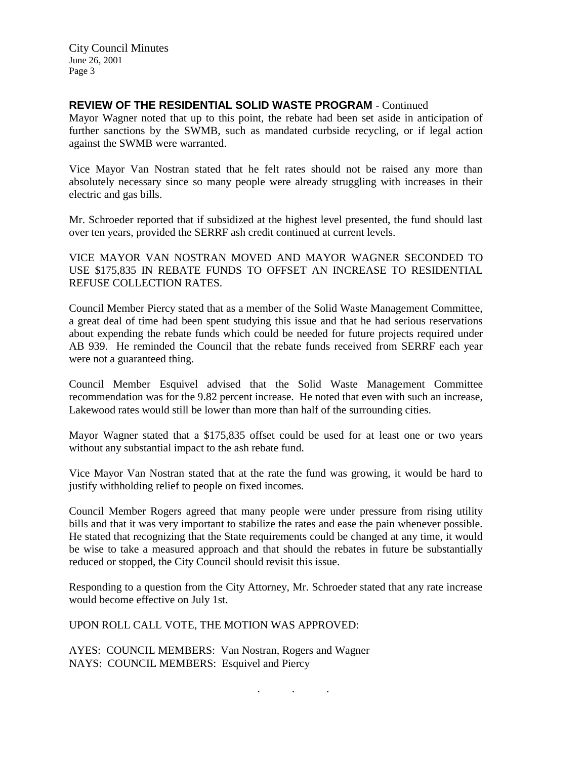**REVIEW OF THE RESIDENTIAL SOLID WASTE PROGRAM** - Continued

Mayor Wagner noted that up to this point, the rebate had been set aside in anticipation of further sanctions by the SWMB, such as mandated curbside recycling, or if legal action against the SWMB were warranted.

Vice Mayor Van Nostran stated that he felt rates should not be raised any more than absolutely necessary since so many people were already struggling with increases in their electric and gas bills.

Mr. Schroeder reported that if subsidized at the highest level presented, the fund should last over ten years, provided the SERRF ash credit continued at current levels.

VICE MAYOR VAN NOSTRAN MOVED AND MAYOR WAGNER SECONDED TO USE $175,835 IN REBATE FUNDS TO OFFSET AN INCREASE TO RESIDENTIAL REFUSE COLLECTION RATES.

Council Member Piercy stated that as a member of the Solid Waste Management Committee, a great deal of time had been spent studying this issue and that he had serious reservations about expending the rebate funds which could be needed for future projects required under AB 939. He reminded the Council that the rebate funds received from SERRF each year were not a guaranteed thing.

Council Member Esquivel advised that the Solid Waste Management Committee recommendation was for the 9.82 percent increase. He noted that even with such an increase, Lakewood rates would still be lower than more than half of the surrounding cities.

Mayor Wagner stated that a $175,835 offset could be used for at least one or two years without any substantial impact to the ash rebate fund.

Vice Mayor Van Nostran stated that at the rate the fund was growing, it would be hard to justify withholding relief to people on fixed incomes.

Council Member Rogers agreed that many people were under pressure from rising utility bills and that it was very important to stabilize the rates and ease the pain whenever possible. He stated that recognizing that the State requirements could be changed at any time, it would be wise to take a measured approach and that should the rebates in future be substantially reduced or stopped, the City Council should revisit this issue.

Responding to a question from the City Attorney, Mr. Schroeder stated that any rate increase would become effective on July 1st.

UPON ROLL CALL VOTE, THE MOTION WAS APPROVED:

AYES: COUNCIL MEMBERS: Van Nostran, Rogers and Wagner
NAYS: COUNCIL MEMBERS: Esquivel and Piercy

. . .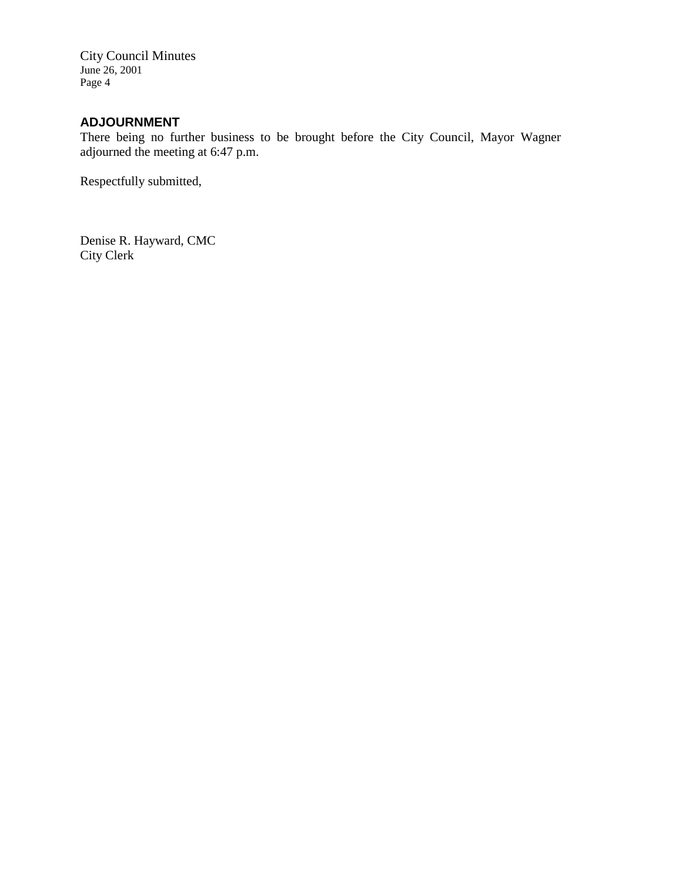## ADJOURNMENT

There being no further business to be brought before the City Council, Mayor Wagner adjourned the meeting at 6:47 p.m.

Respectfully submitted,

Denise R. Hayward, CMC
City Clerk